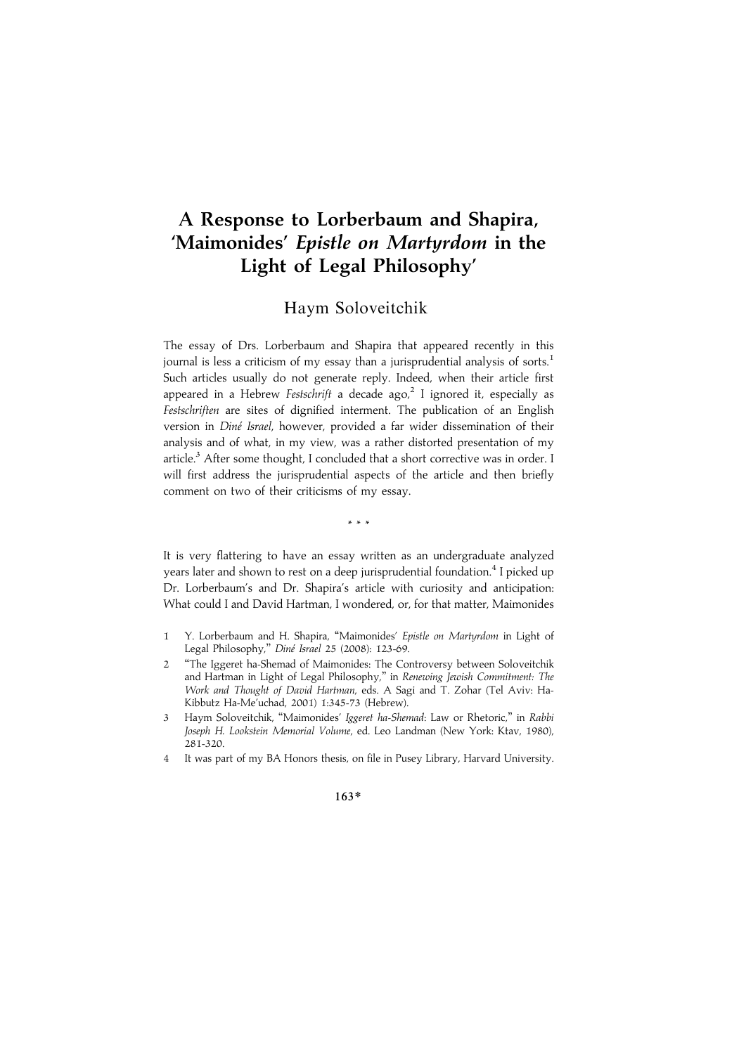# A Response to Lorberbaum and Shapira, 'Maimonides' *Epistle on Martyrdom* in the Light of Legal Philosophy'

## Haym Soloveitchik

The essay of Drs. Lorberbaum and Shapira that appeared recently in this journal is less a criticism of my essay than a jurisprudential analysis of sorts.[1] Such articles usually do not generate reply. Indeed, when their article first appeared in a Hebrew *Festschrift* a decade ago,[2] I ignored it, especially as *Festschriften* are sites of dignified interment. The publication of an English version in *Diné Israel*, however, provided a far wider dissemination of their analysis and of what, in my view, was a rather distorted presentation of my article.[3] After some thought, I concluded that a short corrective was in order. I will first address the jurisprudential aspects of the article and then briefly comment on two of their criticisms of my essay.

\* \* \*

It is very flattering to have an essay written as an undergraduate analyzed years later and shown to rest on a deep jurisprudential foundation.[4] I picked up Dr. Lorberbaum's and Dr. Shapira's article with curiosity and anticipation: What could I and David Hartman, I wondered, or, for that matter, Maimonides

1 Y. Lorberbaum and H. Shapira, "Maimonides' *Epistle on Martyrdom* in Light of Legal Philosophy," *Diné Israel* 25 (2008): 123-69.

2 "The Iggeret ha-Shemad of Maimonides: The Controversy between Soloveitchik and Hartman in Light of Legal Philosophy," in *Renewing Jewish Commitment: The Work and Thought of David Hartman*, eds. A Sagi and T. Zohar (Tel Aviv: Ha-Kibbutz Ha-Me'uchad, 2001) 1:345-73 (Hebrew).

3 Haym Soloveitchik, "Maimonides' *Iggeret ha-Shemad*: Law or Rhetoric," in *Rabbi Joseph H. Lookstein Memorial Volume*, ed. Leo Landman (New York: Ktav, 1980), 281-320.

4 It was part of my BA Honors thesis, on file in Pusey Library, Harvard University.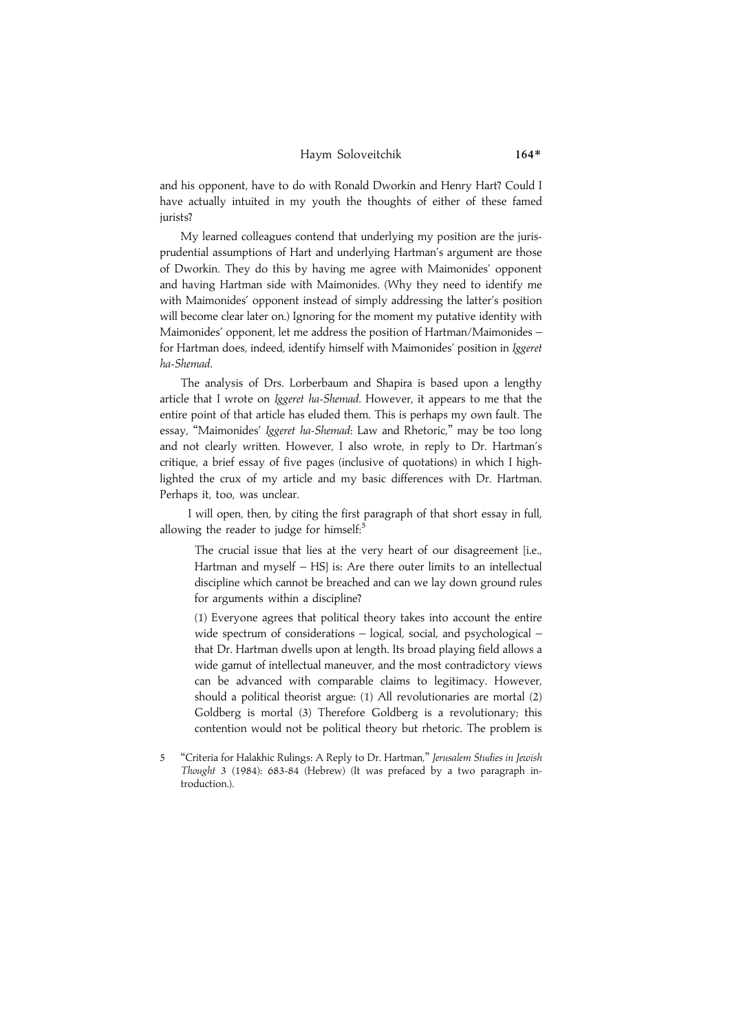and his opponent, have to do with Ronald Dworkin and Henry Hart? Could I have actually intuited in my youth the thoughts of either of these famed jurists?

My learned colleagues contend that underlying my position are the jurisprudential assumptions of Hart and underlying Hartman's argument are those of Dworkin. They do this by having me agree with Maimonides' opponent and having Hartman side with Maimonides. (Why they need to identify me with Maimonides' opponent instead of simply addressing the latter's position will become clear later on.) Ignoring for the moment my putative identity with Maimonides' opponent, let me address the position of Hartman/Maimonides – for Hartman does, indeed, identify himself with Maimonides' position in *Iggeret ha-Shemad*.

The analysis of Drs. Lorberbaum and Shapira is based upon a lengthy article that I wrote on *Iggeret ha-Shemad*. However, it appears to me that the entire point of that article has eluded them. This is perhaps my own fault. The essay, "Maimonides' *Iggeret ha-Shemad*: Law and Rhetoric," may be too long and not clearly written. However, I also wrote, in reply to Dr. Hartman's critique, a brief essay of five pages (inclusive of quotations) in which I highlighted the crux of my article and my basic differences with Dr. Hartman. Perhaps it, too, was unclear.

I will open, then, by citing the first paragraph of that short essay in full, allowing the reader to judge for himself:[5]

> The crucial issue that lies at the very heart of our disagreement [i.e., Hartman and myself – HS] is: Are there outer limits to an intellectual discipline which cannot be breached and can we lay down ground rules for arguments within a discipline?
>
> (1) Everyone agrees that political theory takes into account the entire wide spectrum of considerations – logical, social, and psychological – that Dr. Hartman dwells upon at length. Its broad playing field allows a wide gamut of intellectual maneuver, and the most contradictory views can be advanced with comparable claims to legitimacy. However, should a political theorist argue: (1) All revolutionaries are mortal (2) Goldberg is mortal (3) Therefore Goldberg is a revolutionary; this contention would not be political theory but rhetoric. The problem is

5 "Criteria for Halakhic Rulings: A Reply to Dr. Hartman," *Jerusalem Studies in Jewish Thought* 3 (1984): 683-84 (Hebrew) (It was prefaced by a two paragraph introduction.).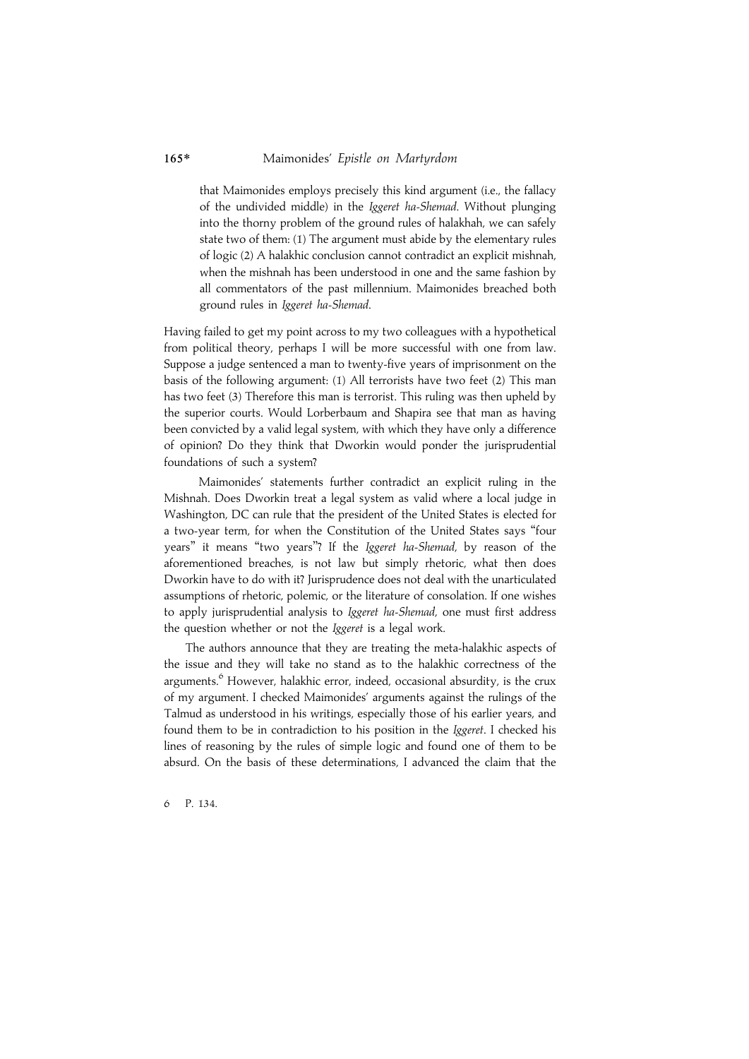> that Maimonides employs precisely this kind argument (i.e., the fallacy of the undivided middle) in the *Iggeret ha-Shemad*. Without plunging into the thorny problem of the ground rules of halakhah, we can safely state two of them: (1) The argument must abide by the elementary rules of logic (2) A halakhic conclusion cannot contradict an explicit mishnah, when the mishnah has been understood in one and the same fashion by all commentators of the past millennium. Maimonides breached both ground rules in *Iggeret ha-Shemad*.

Having failed to get my point across to my two colleagues with a hypothetical from political theory, perhaps I will be more successful with one from law. Suppose a judge sentenced a man to twenty-five years of imprisonment on the basis of the following argument: (1) All terrorists have two feet (2) This man has two feet (3) Therefore this man is terrorist. This ruling was then upheld by the superior courts. Would Lorberbaum and Shapira see that man as having been convicted by a valid legal system, with which they have only a difference of opinion? Do they think that Dworkin would ponder the jurisprudential foundations of such a system?

Maimonides' statements further contradict an explicit ruling in the Mishnah. Does Dworkin treat a legal system as valid where a local judge in Washington, DC can rule that the president of the United States is elected for a two-year term, for when the Constitution of the United States says "four years" it means "two years"? If the *Iggeret ha-Shemad*, by reason of the aforementioned breaches, is not law but simply rhetoric, what then does Dworkin have to do with it? Jurisprudence does not deal with the unarticulated assumptions of rhetoric, polemic, or the literature of consolation. If one wishes to apply jurisprudential analysis to *Iggeret ha-Shemad*, one must first address the question whether or not the *Iggeret* is a legal work.

The authors announce that they are treating the meta-halakhic aspects of the issue and they will take no stand as to the halakhic correctness of the arguments.[6] However, halakhic error, indeed, occasional absurdity, is the crux of my argument. I checked Maimonides' arguments against the rulings of the Talmud as understood in his writings, especially those of his earlier years, and found them to be in contradiction to his position in the *Iggeret*. I checked his lines of reasoning by the rules of simple logic and found one of them to be absurd. On the basis of these determinations, I advanced the claim that the

6 P. 134.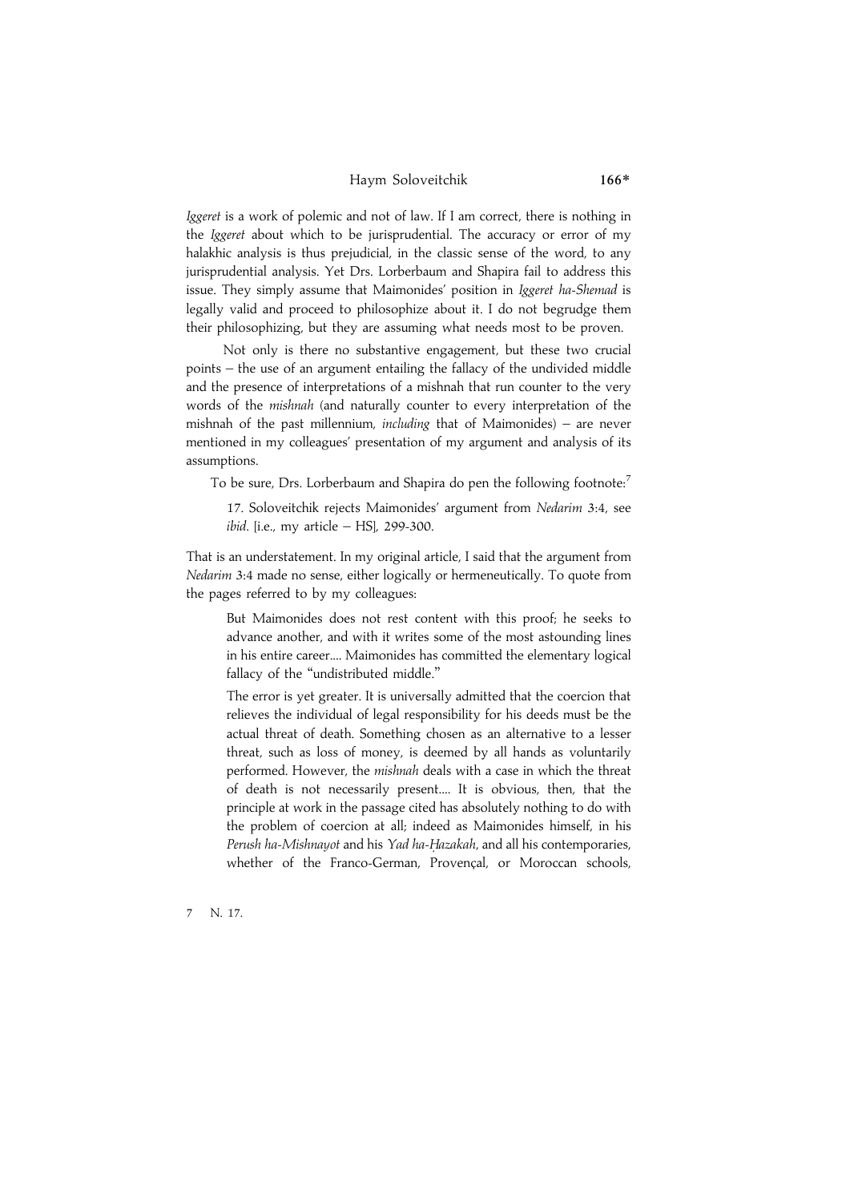*Iggeret* is a work of polemic and not of law. If I am correct, there is nothing in the *Iggeret* about which to be jurisprudential. The accuracy or error of my halakhic analysis is thus prejudicial, in the classic sense of the word, to any jurisprudential analysis. Yet Drs. Lorberbaum and Shapira fail to address this issue. They simply assume that Maimonides' position in *Iggeret ha-Shemad* is legally valid and proceed to philosophize about it. I do not begrudge them their philosophizing, but they are assuming what needs most to be proven.

Not only is there no substantive engagement, but these two crucial points – the use of an argument entailing the fallacy of the undivided middle and the presence of interpretations of a mishnah that run counter to the very words of the *mishnah* (and naturally counter to every interpretation of the mishnah of the past millennium, *including* that of Maimonides) – are never mentioned in my colleagues' presentation of my argument and analysis of its assumptions.

To be sure, Drs. Lorberbaum and Shapira do pen the following footnote:[7]

> 17. Soloveitchik rejects Maimonides' argument from *Nedarim* 3:4, see *ibid*. [i.e., my article – HS], 299-300.

That is an understatement. In my original article, I said that the argument from *Nedarim* 3:4 made no sense, either logically or hermeneutically. To quote from the pages referred to by my colleagues:

> But Maimonides does not rest content with this proof; he seeks to advance another, and with it writes some of the most astounding lines in his entire career.... Maimonides has committed the elementary logical fallacy of the "undistributed middle."
>
> The error is yet greater. It is universally admitted that the coercion that relieves the individual of legal responsibility for his deeds must be the actual threat of death. Something chosen as an alternative to a lesser threat, such as loss of money, is deemed by all hands as voluntarily performed. However, the *mishnah* deals with a case in which the threat of death is not necessarily present.... It is obvious, then, that the principle at work in the passage cited has absolutely nothing to do with the problem of coercion at all; indeed as Maimonides himself, in his *Perush ha-Mishnayot* and his *Yad ha-Ḥazakah*, and all his contemporaries, whether of the Franco-German, Provençal, or Moroccan schools,

7 N. 17.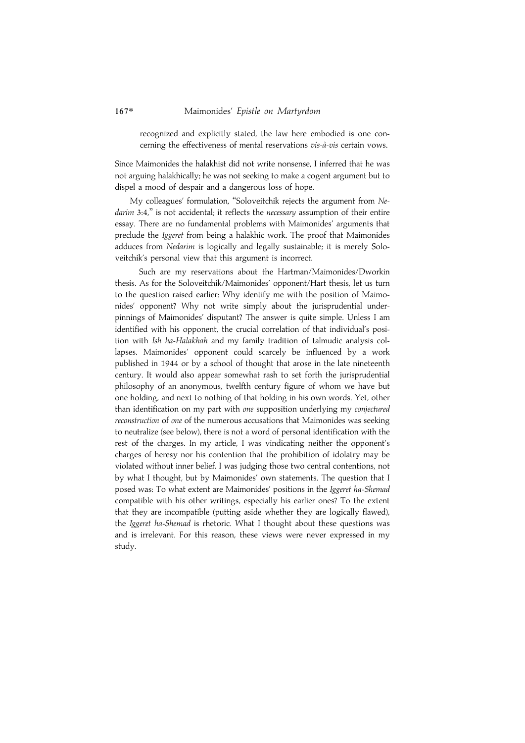> recognized and explicitly stated, the law here embodied is one concerning the effectiveness of mental reservations *vis-à-vis* certain vows.

Since Maimonides the halakhist did not write nonsense, I inferred that he was not arguing halakhically; he was not seeking to make a cogent argument but to dispel a mood of despair and a dangerous loss of hope.

My colleagues' formulation, "Soloveitchik rejects the argument from *Nedarim* 3:4," is not accidental; it reflects the *necessary* assumption of their entire essay. There are no fundamental problems with Maimonides' arguments that preclude the *Iggeret* from being a halakhic work. The proof that Maimonides adduces from *Nedarim* is logically and legally sustainable; it is merely Soloveitchik's personal view that this argument is incorrect.

Such are my reservations about the Hartman/Maimonides/Dworkin thesis. As for the Soloveitchik/Maimonides' opponent/Hart thesis, let us turn to the question raised earlier: Why identify me with the position of Maimonides' opponent? Why not write simply about the jurisprudential underpinnings of Maimonides' disputant? The answer is quite simple. Unless I am identified with his opponent, the crucial correlation of that individual's position with *Ish ha-Halakhah* and my family tradition of talmudic analysis collapses. Maimonides' opponent could scarcely be influenced by a work published in 1944 or by a school of thought that arose in the late nineteenth century. It would also appear somewhat rash to set forth the jurisprudential philosophy of an anonymous, twelfth century figure of whom we have but one holding, and next to nothing of that holding in his own words. Yet, other than identification on my part with *one* supposition underlying my *conjectured reconstruction* of *one* of the numerous accusations that Maimonides was seeking to neutralize (see below), there is not a word of personal identification with the rest of the charges. In my article, I was vindicating neither the opponent's charges of heresy nor his contention that the prohibition of idolatry may be violated without inner belief. I was judging those two central contentions, not by what I thought, but by Maimonides' own statements. The question that I posed was: To what extent are Maimonides' positions in the *Iggeret ha-Shemad* compatible with his other writings, especially his earlier ones? To the extent that they are incompatible (putting aside whether they are logically flawed), the *Iggeret ha-Shemad* is rhetoric. What I thought about these questions was and is irrelevant. For this reason, these views were never expressed in my study.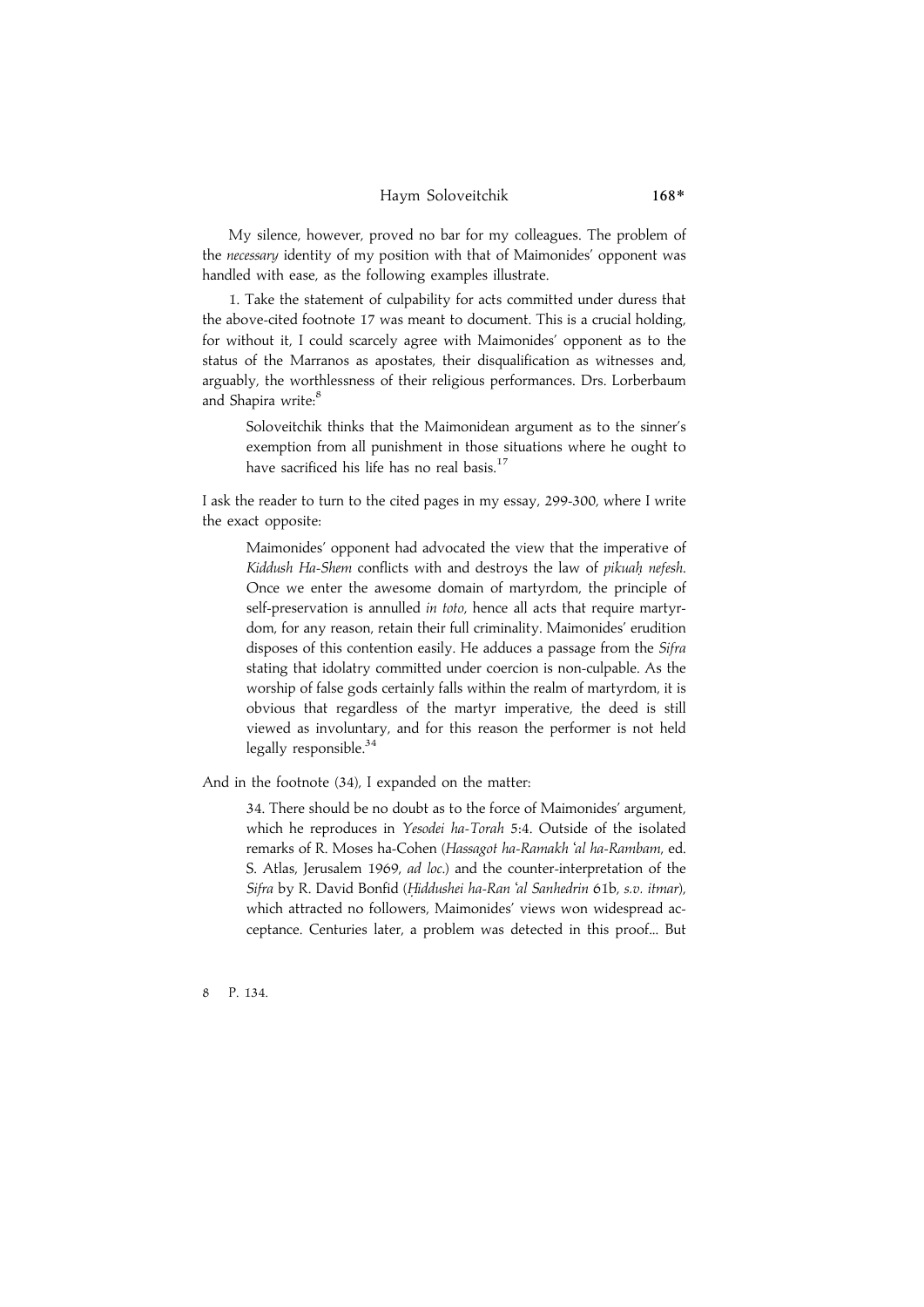My silence, however, proved no bar for my colleagues. The problem of the *necessary* identity of my position with that of Maimonides' opponent was handled with ease, as the following examples illustrate.

1. Take the statement of culpability for acts committed under duress that the above-cited footnote 17 was meant to document. This is a crucial holding, for without it, I could scarcely agree with Maimonides' opponent as to the status of the Marranos as apostates, their disqualification as witnesses and, arguably, the worthlessness of their religious performances. Drs. Lorberbaum and Shapira write:[8]

> Soloveitchik thinks that the Maimonidean argument as to the sinner's exemption from all punishment in those situations where he ought to have sacrificed his life has no real basis.[17]

I ask the reader to turn to the cited pages in my essay, 299-300, where I write the exact opposite:

> Maimonides' opponent had advocated the view that the imperative of *Kiddush Ha-Shem* conflicts with and destroys the law of *pikuaḥ nefesh*. Once we enter the awesome domain of martyrdom, the principle of self-preservation is annulled *in toto*, hence all acts that require martyrdom, for any reason, retain their full criminality. Maimonides' erudition disposes of this contention easily. He adduces a passage from the *Sifra* stating that idolatry committed under coercion is non-culpable. As the worship of false gods certainly falls within the realm of martyrdom, it is obvious that regardless of the martyr imperative, the deed is still viewed as involuntary, and for this reason the performer is not held legally responsible.[34]

And in the footnote (34), I expanded on the matter:

> 34. There should be no doubt as to the force of Maimonides' argument, which he reproduces in *Yesodei ha-Torah* 5:4. Outside of the isolated remarks of R. Moses ha-Cohen (*Hassagot ha-Ramakh 'al ha-Rambam*, ed. S. Atlas, Jerusalem 1969, *ad loc.*) and the counter-interpretation of the *Sifra* by R. David Bonfid (*Ḥiddushei ha-Ran 'al Sanhedrin* 61b, *s.v. itmar*), which attracted no followers, Maimonides' views won widespread acceptance. Centuries later, a problem was detected in this proof... But

8 P. 134.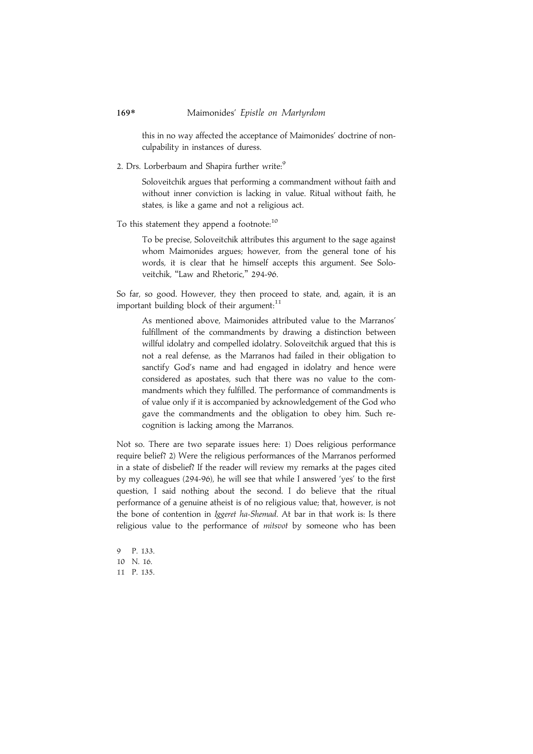this in no way affected the acceptance of Maimonides' doctrine of non-culpability in instances of duress.

2. Drs. Lorberbaum and Shapira further write:[9]

> Soloveitchik argues that performing a commandment without faith and without inner conviction is lacking in value. Ritual without faith, he states, is like a game and not a religious act.

To this statement they append a footnote:[10]

> To be precise, Soloveitchik attributes this argument to the sage against whom Maimonides argues; however, from the general tone of his words, it is clear that he himself accepts this argument. See Soloveitchik, "Law and Rhetoric," 294-96.

So far, so good. However, they then proceed to state, and, again, it is an important building block of their argument:[11]

> As mentioned above, Maimonides attributed value to the Marranos' fulfillment of the commandments by drawing a distinction between willful idolatry and compelled idolatry. Soloveitchik argued that this is not a real defense, as the Marranos had failed in their obligation to sanctify God's name and had engaged in idolatry and hence were considered as apostates, such that there was no value to the commandments which they fulfilled. The performance of commandments is of value only if it is accompanied by acknowledgement of the God who gave the commandments and the obligation to obey him. Such recognition is lacking among the Marranos.

Not so. There are two separate issues here: 1) Does religious performance require belief? 2) Were the religious performances of the Marranos performed in a state of disbelief? If the reader will review my remarks at the pages cited by my colleagues (294-96), he will see that while I answered 'yes' to the first question, I said nothing about the second. I do believe that the ritual performance of a genuine atheist is of no religious value; that, however, is not the bone of contention in *Iggeret ha-Shemad*. At bar in that work is: Is there religious value to the performance of *mitsvot* by someone who has been

9 P. 133.
10 N. 16.
11 P. 135.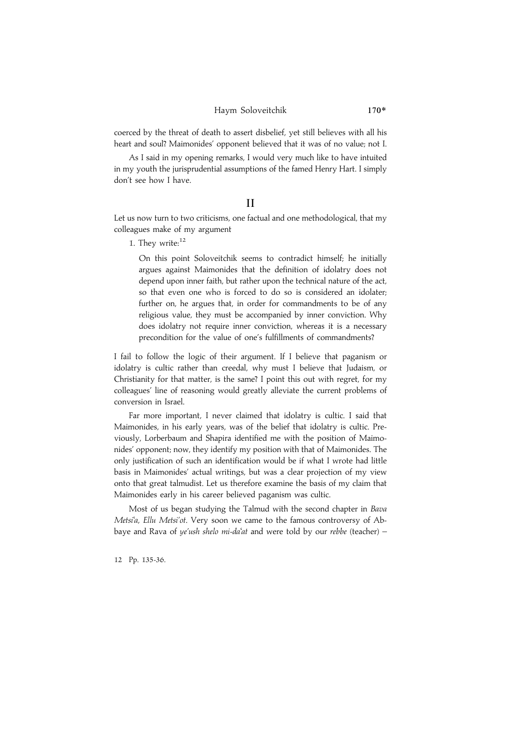coerced by the threat of death to assert disbelief, yet still believes with all his heart and soul? Maimonides' opponent believed that it was of no value; not I.

As I said in my opening remarks, I would very much like to have intuited in my youth the jurisprudential assumptions of the famed Henry Hart. I simply don't see how I have.

## II

Let us now turn to two criticisms, one factual and one methodological, that my colleagues make of my argument

1. They write:[12]

> On this point Soloveitchik seems to contradict himself; he initially argues against Maimonides that the definition of idolatry does not depend upon inner faith, but rather upon the technical nature of the act, so that even one who is forced to do so is considered an idolater; further on, he argues that, in order for commandments to be of any religious value, they must be accompanied by inner conviction. Why does idolatry not require inner conviction, whereas it is a necessary precondition for the value of one's fulfillments of commandments?

I fail to follow the logic of their argument. If I believe that paganism or idolatry is cultic rather than creedal, why must I believe that Judaism, or Christianity for that matter, is the same? I point this out with regret, for my colleagues' line of reasoning would greatly alleviate the current problems of conversion in Israel.

Far more important, I never claimed that idolatry is cultic. I said that Maimonides, in his early years, was of the belief that idolatry is cultic. Previously, Lorberbaum and Shapira identified me with the position of Maimonides' opponent; now, they identify my position with that of Maimonides. The only justification of such an identification would be if what I wrote had little basis in Maimonides' actual writings, but was a clear projection of my view onto that great talmudist. Let us therefore examine the basis of my claim that Maimonides early in his career believed paganism was cultic.

Most of us began studying the Talmud with the second chapter in *Bava Metsi'a*, *Ellu Metsi'ot*. Very soon we came to the famous controversy of Abbaye and Rava of *ye'ush shelo mi-da'at* and were told by our *rebbe* (teacher) –

12 Pp. 135-36.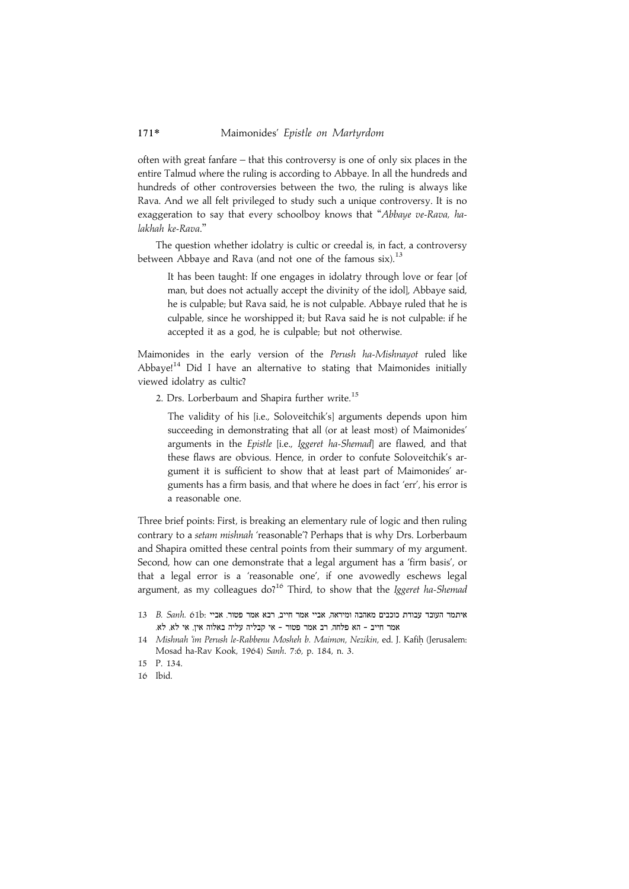often with great fanfare – that this controversy is one of only six places in the entire Talmud where the ruling is according to Abbaye. In all the hundreds and hundreds of other controversies between the two, the ruling is always like Rava. And we all felt privileged to study such a unique controversy. It is no exaggeration to say that every schoolboy knows that "*Abbaye ve-Rava, halakhah ke-Rava*."

The question whether idolatry is cultic or creedal is, in fact, a controversy between Abbaye and Rava (and not one of the famous six).[13]

> It has been taught: If one engages in idolatry through love or fear [of man, but does not actually accept the divinity of the idol], Abbaye said, he is culpable; but Rava said, he is not culpable. Abbaye ruled that he is culpable, since he worshipped it; but Rava said he is not culpable: if he accepted it as a god, he is culpable; but not otherwise.

Maimonides in the early version of the *Perush ha-Mishnayot* ruled like Abbaye![14] Did I have an alternative to stating that Maimonides initially viewed idolatry as cultic?

2. Drs. Lorberbaum and Shapira further write.[15]

> The validity of his [i.e., Soloveitchik's] arguments depends upon him succeeding in demonstrating that all (or at least most) of Maimonides' arguments in the *Epistle* [i.e., *Iggeret ha-Shemad*] are flawed, and that these flaws are obvious. Hence, in order to confute Soloveitchik's argument it is sufficient to show that at least part of Maimonides' arguments has a firm basis, and that where he does in fact 'err', his error is a reasonable one.

Three brief points: First, is breaking an elementary rule of logic and then ruling contrary to a *setam mishnah* 'reasonable'? Perhaps that is why Drs. Lorberbaum and Shapira omitted these central points from their summary of my argument. Second, how can one demonstrate that a legal argument has a 'firm basis', or that a legal error is a 'reasonable one', if one avowedly eschews legal argument, as my colleagues do?[16] Third, to show that the *Iggeret ha-Shemad*

---

13 *B. Sanh.* 61b: איתמר העובד עבודת כוכבים מאהבה ומיראה, אביי אמר חייב, רבא אמר פטור. אביי אמר חייב – הא פלחה. רב אמר פטור – אי קבליה עליה באלוה אין, אי לא, לא.

14 *Mishnah 'im Perush le-Rabbenu Mosheh b. Maimon, Nezikin*, ed. J. Kafiḥ (Jerusalem: Mosad ha-Rav Kook, 1964) *Sanh*. 7:6, p. 184, n. 3.

15 P. 134.

16 Ibid.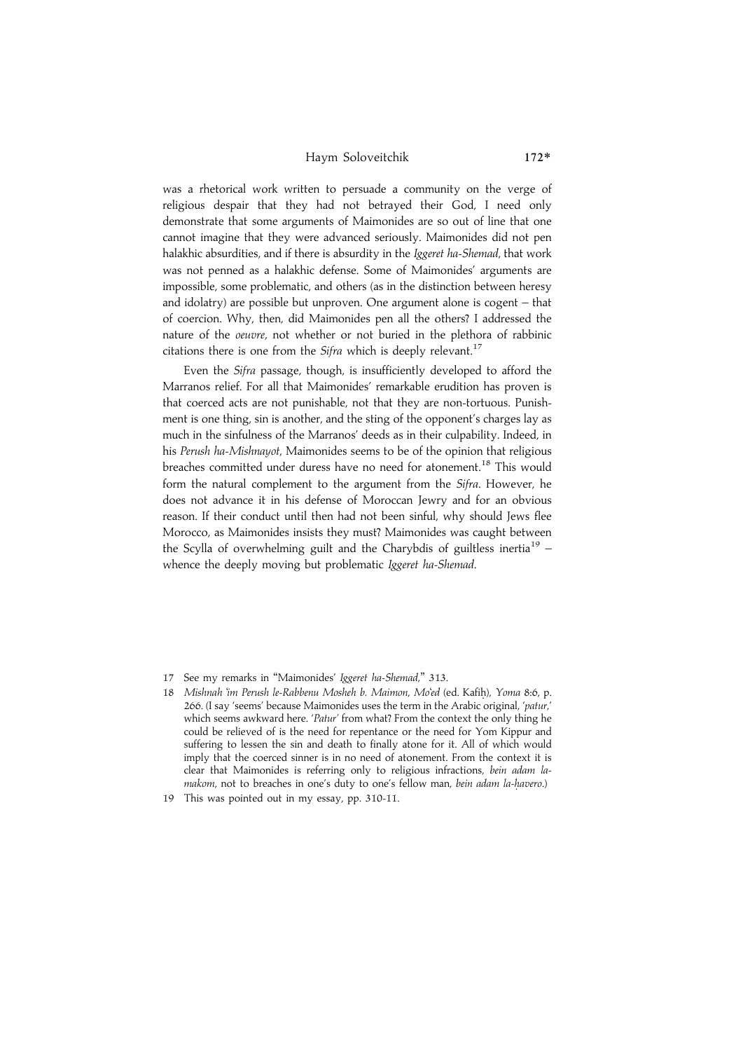was a rhetorical work written to persuade a community on the verge of religious despair that they had not betrayed their God, I need only demonstrate that some arguments of Maimonides are so out of line that one cannot imagine that they were advanced seriously. Maimonides did not pen halakhic absurdities, and if there is absurdity in the *Iggeret ha-Shemad*, that work was not penned as a halakhic defense. Some of Maimonides' arguments are impossible, some problematic, and others (as in the distinction between heresy and idolatry) are possible but unproven. One argument alone is cogent – that of coercion. Why, then, did Maimonides pen all the others? I addressed the nature of the *oeuvre*, not whether or not buried in the plethora of rabbinic citations there is one from the *Sifra* which is deeply relevant.[17]

Even the *Sifra* passage, though, is insufficiently developed to afford the Marranos relief. For all that Maimonides' remarkable erudition has proven is that coerced acts are not punishable, not that they are non-tortuous. Punishment is one thing, sin is another, and the sting of the opponent's charges lay as much in the sinfulness of the Marranos' deeds as in their culpability. Indeed, in his *Perush ha-Mishnayot*, Maimonides seems to be of the opinion that religious breaches committed under duress have no need for atonement.[18] This would form the natural complement to the argument from the *Sifra*. However, he does not advance it in his defense of Moroccan Jewry and for an obvious reason. If their conduct until then had not been sinful, why should Jews flee Morocco, as Maimonides insists they must? Maimonides was caught between the Scylla of overwhelming guilt and the Charybdis of guiltless inertia[19] – whence the deeply moving but problematic *Iggeret ha-Shemad*.

---

17 See my remarks in "Maimonides' *Iggeret ha-Shemad*," 313.

18 *Mishnah 'im Perush le-Rabbenu Mosheh b. Maimon, Mo'ed* (ed. Kafiḥ), *Yoma* 8:6, p. 266. (I say 'seems' because Maimonides uses the term in the Arabic original, '*patur*,' which seems awkward here. '*Patur*' from what? From the context the only thing he could be relieved of is the need for repentance or the need for Yom Kippur and suffering to lessen the sin and death to finally atone for it. All of which would imply that the coerced sinner is in no need of atonement. From the context it is clear that Maimonides is referring only to religious infractions, *bein adam la-makom*, not to breaches in one's duty to one's fellow man, *bein adam la-ḥavero*.)

19 This was pointed out in my essay, pp. 310-11.